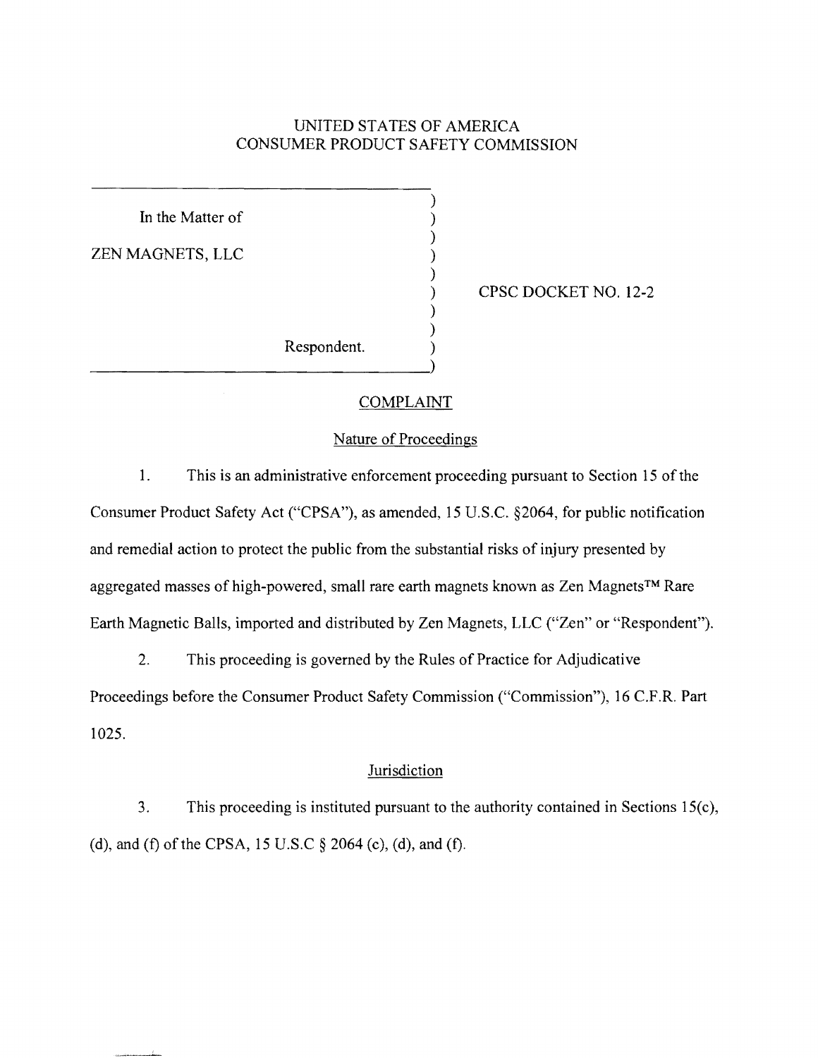UNITED STATES OF AMERICA
CONSUMER PRODUCT SAFETY COMMISSION

| | | |
|---|---|---|
| In the Matter of<br><br>ZEN MAGNETS, LLC<br><br><br>Respondent. | ) | CPSC DOCKET NO. 12-2 |

## COMPLAINT

### Nature of Proceedings

1. This is an administrative enforcement proceeding pursuant to Section 15 of the Consumer Product Safety Act ("CPSA"), as amended, 15 U.S.C. §2064, for public notification and remedial action to protect the public from the substantial risks of injury presented by aggregated masses of high-powered, small rare earth magnets known as Zen Magnets™ Rare Earth Magnetic Balls, imported and distributed by Zen Magnets, LLC ("Zen" or "Respondent").

2. This proceeding is governed by the Rules of Practice for Adjudicative Proceedings before the Consumer Product Safety Commission ("Commission"), 16 C.F.R. Part 1025.

### Jurisdiction

3. This proceeding is instituted pursuant to the authority contained in Sections 15(c), (d), and (f) of the CPSA, 15 U.S.C § 2064 (c), (d), and (f).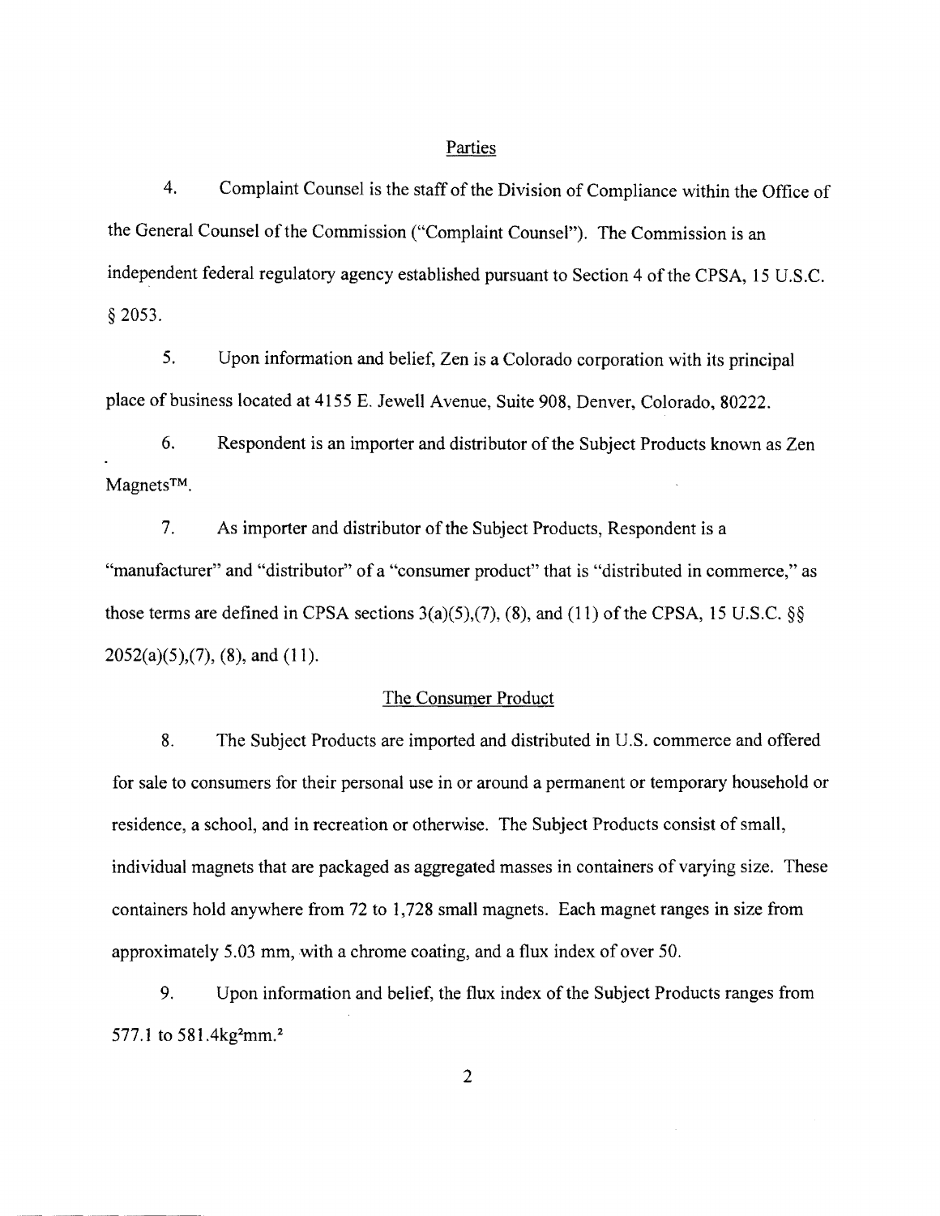## Parties

4. Complaint Counsel is the staff of the Division of Compliance within the Office of the General Counsel of the Commission ("Complaint Counsel"). The Commission is an independent federal regulatory agency established pursuant to Section 4 of the CPSA, 15 U.S.C. § 2053.

5. Upon information and belief, Zen is a Colorado corporation with its principal place of business located at 4155 E. Jewell Avenue, Suite 908, Denver, Colorado, 80222.

6. Respondent is an importer and distributor of the Subject Products known as Zen Magnets™.

7. As importer and distributor of the Subject Products, Respondent is a "manufacturer" and "distributor" of a "consumer product" that is "distributed in commerce," as those terms are defined in CPSA sections 3(a)(5),(7), (8), and (11) of the CPSA, 15 U.S.C. §§ 2052(a)(5),(7), (8), and (11).

## The Consumer Product

8. The Subject Products are imported and distributed in U.S. commerce and offered for sale to consumers for their personal use in or around a permanent or temporary household or residence, a school, and in recreation or otherwise. The Subject Products consist of small, individual magnets that are packaged as aggregated masses in containers of varying size. These containers hold anywhere from 72 to 1,728 small magnets. Each magnet ranges in size from approximately 5.03 mm, with a chrome coating, and a flux index of over 50.

9. Upon information and belief, the flux index of the Subject Products ranges from 577.1 to 581.4$kg^2mm$.[2]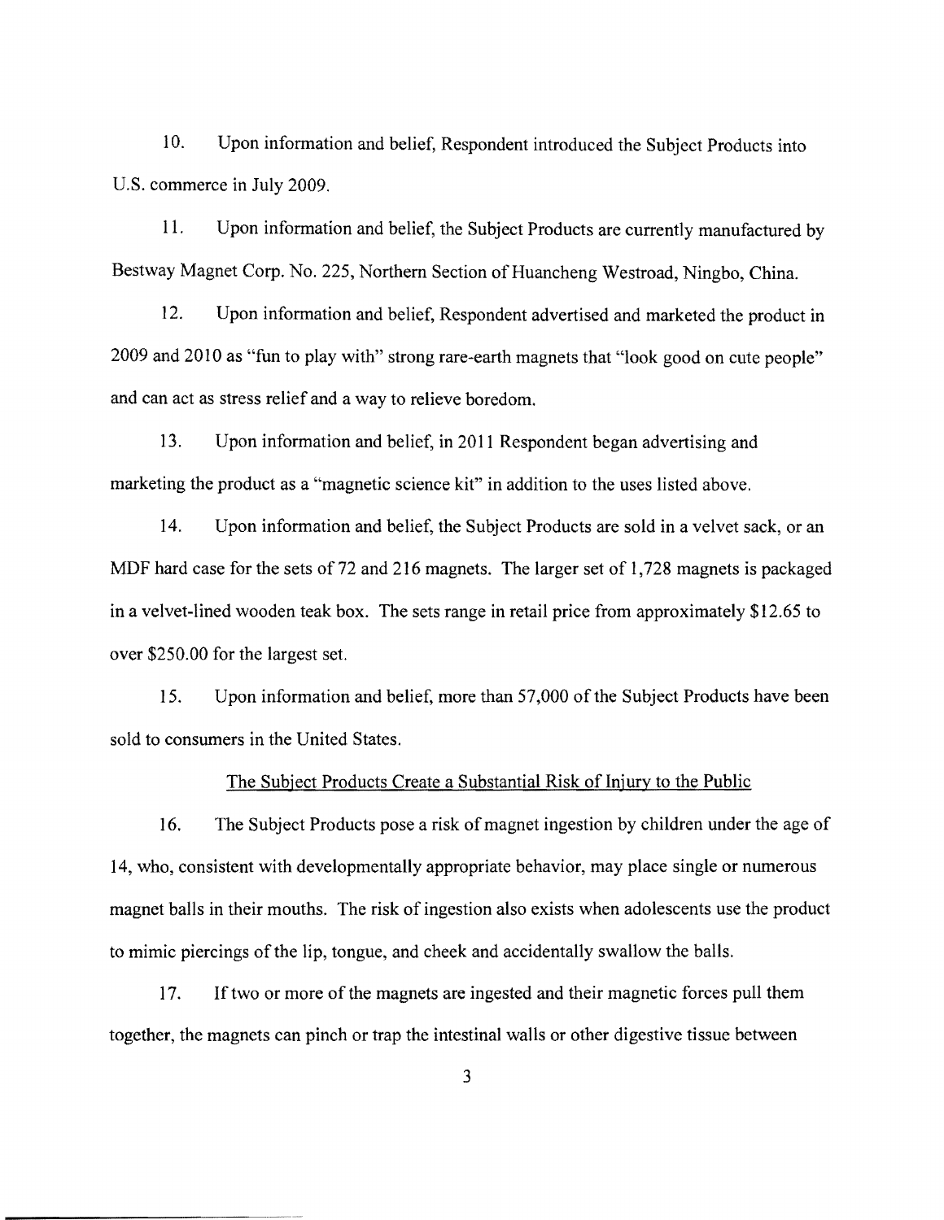10. Upon information and belief, Respondent introduced the Subject Products into U.S. commerce in July 2009.

11. Upon information and belief, the Subject Products are currently manufactured by Bestway Magnet Corp. No. 225, Northern Section of Huancheng Westroad, Ningbo, China.

12. Upon information and belief, Respondent advertised and marketed the product in 2009 and 2010 as "fun to play with" strong rare-earth magnets that "look good on cute people" and can act as stress relief and a way to relieve boredom.

13. Upon information and belief, in 2011 Respondent began advertising and marketing the product as a "magnetic science kit" in addition to the uses listed above.

14. Upon information and belief, the Subject Products are sold in a velvet sack, or an MDF hard case for the sets of 72 and 216 magnets. The larger set of 1,728 magnets is packaged in a velvet-lined wooden teak box. The sets range in retail price from approximately $12.65 to over $250.00 for the largest set.

15. Upon information and belief, more than 57,000 of the Subject Products have been sold to consumers in the United States.

The Subject Products Create a Substantial Risk of Injury to the Public

16. The Subject Products pose a risk of magnet ingestion by children under the age of 14, who, consistent with developmentally appropriate behavior, may place single or numerous magnet balls in their mouths. The risk of ingestion also exists when adolescents use the product to mimic piercings of the lip, tongue, and cheek and accidentally swallow the balls.

17. If two or more of the magnets are ingested and their magnetic forces pull them together, the magnets can pinch or trap the intestinal walls or other digestive tissue between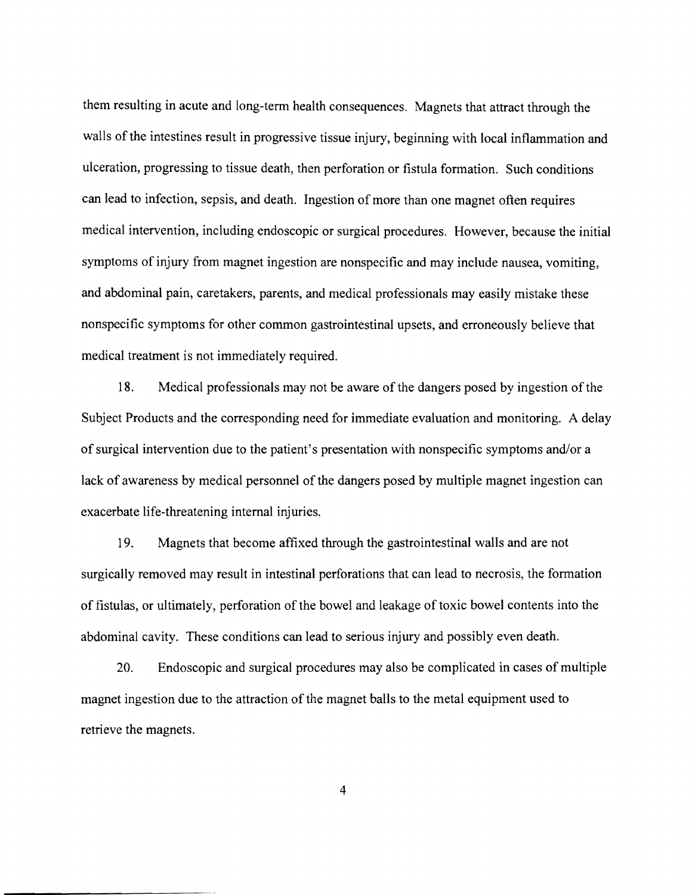them resulting in acute and long-term health consequences. Magnets that attract through the walls of the intestines result in progressive tissue injury, beginning with local inflammation and ulceration, progressing to tissue death, then perforation or fistula formation. Such conditions can lead to infection, sepsis, and death. Ingestion of more than one magnet often requires medical intervention, including endoscopic or surgical procedures. However, because the initial symptoms of injury from magnet ingestion are nonspecific and may include nausea, vomiting, and abdominal pain, caretakers, parents, and medical professionals may easily mistake these nonspecific symptoms for other common gastrointestinal upsets, and erroneously believe that medical treatment is not immediately required.

18. Medical professionals may not be aware of the dangers posed by ingestion of the Subject Products and the corresponding need for immediate evaluation and monitoring. A delay of surgical intervention due to the patient's presentation with nonspecific symptoms and/or a lack of awareness by medical personnel of the dangers posed by multiple magnet ingestion can exacerbate life-threatening internal injuries.

19. Magnets that become affixed through the gastrointestinal walls and are not surgically removed may result in intestinal perforations that can lead to necrosis, the formation of fistulas, or ultimately, perforation of the bowel and leakage of toxic bowel contents into the abdominal cavity. These conditions can lead to serious injury and possibly even death.

20. Endoscopic and surgical procedures may also be complicated in cases of multiple magnet ingestion due to the attraction of the magnet balls to the metal equipment used to retrieve the magnets.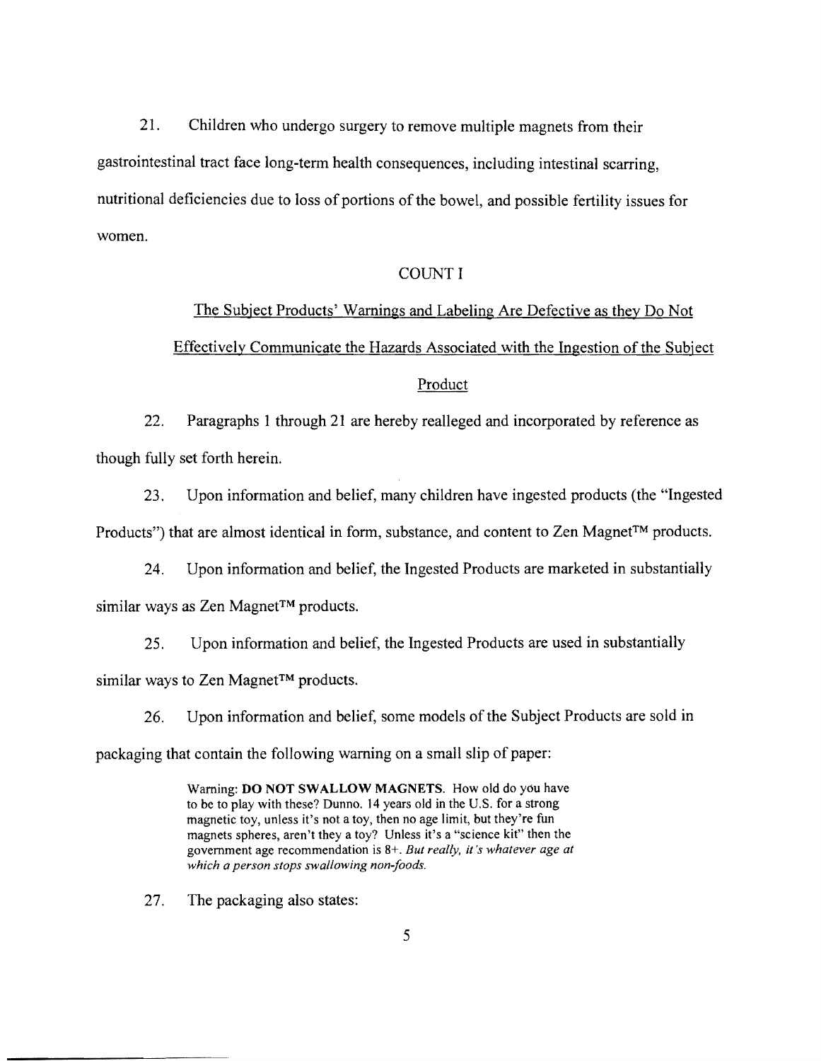21. Children who undergo surgery to remove multiple magnets from their gastrointestinal tract face long-term health consequences, including intestinal scarring, nutritional deficiencies due to loss of portions of the bowel, and possible fertility issues for women.

## COUNT I

### The Subject Products' Warnings and Labeling Are Defective as they Do Not Effectively Communicate the Hazards Associated with the Ingestion of the Subject Product

22. Paragraphs 1 through 21 are hereby realleged and incorporated by reference as though fully set forth herein.

23. Upon information and belief, many children have ingested products (the "Ingested Products") that are almost identical in form, substance, and content to Zen Magnet™ products.

24. Upon information and belief, the Ingested Products are marketed in substantially similar ways as Zen Magnet™ products.

25. Upon information and belief, the Ingested Products are used in substantially similar ways to Zen Magnet™ products.

26. Upon information and belief, some models of the Subject Products are sold in packaging that contain the following warning on a small slip of paper:

> Warning: **DO NOT SWALLOW MAGNETS.** How old do you have to be to play with these? Dunno. 14 years old in the U.S. for a strong magnetic toy, unless it's not a toy, then no age limit, but they're fun magnets spheres, aren't they a toy? Unless it's a "science kit" then the government age recommendation is 8+. *But really, it's whatever age at which a person stops swallowing non-foods.*

27. The packaging also states: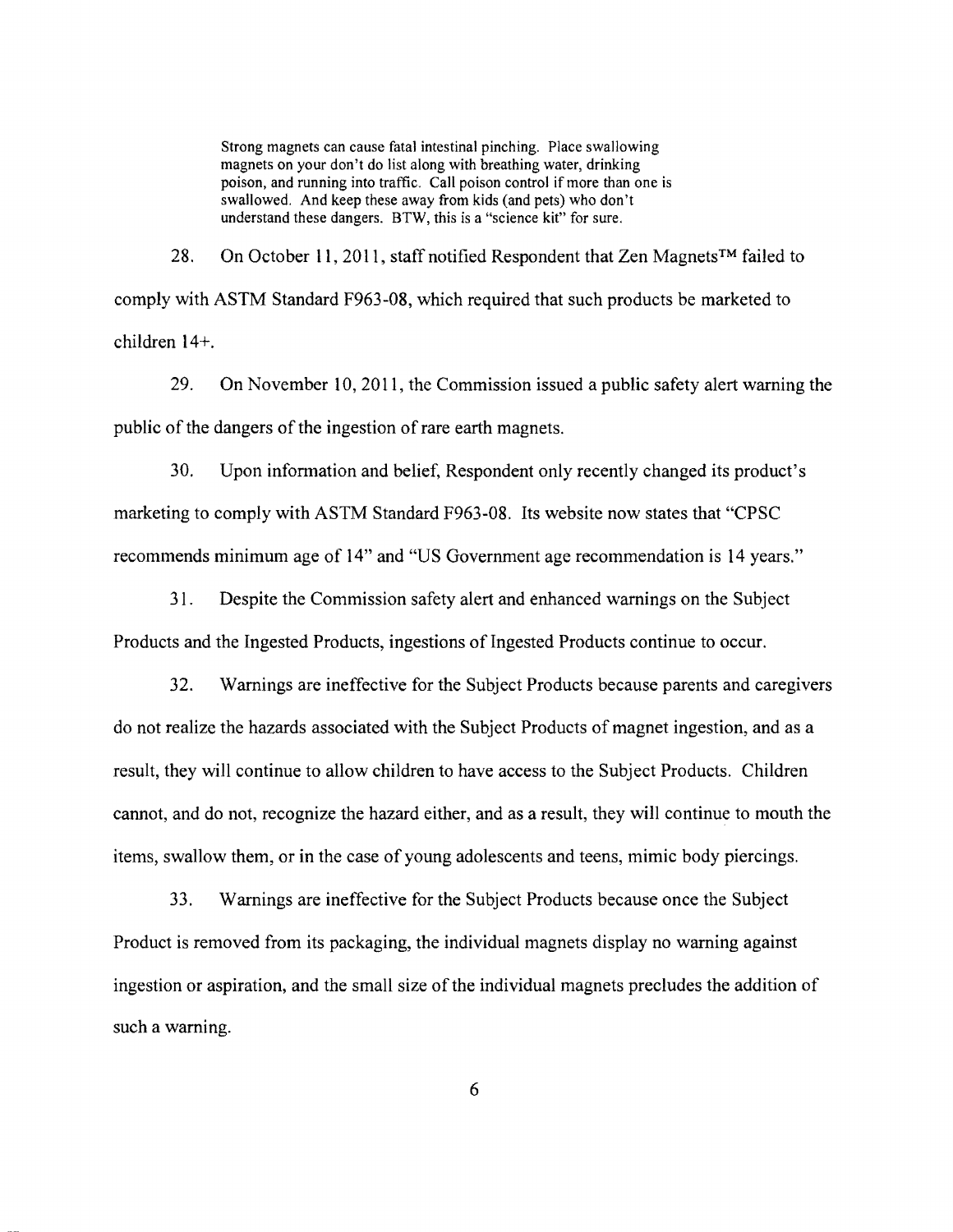> Strong magnets can cause fatal intestinal pinching. Place swallowing magnets on your don't do list along with breathing water, drinking poison, and running into traffic. Call poison control if more than one is swallowed. And keep these away from kids (and pets) who don't understand these dangers. BTW, this is a "science kit" for sure.

28. On October 11, 2011, staff notified Respondent that Zen Magnets™ failed to comply with ASTM Standard F963-08, which required that such products be marketed to children 14+.

29. On November 10, 2011, the Commission issued a public safety alert warning the public of the dangers of the ingestion of rare earth magnets.

30. Upon information and belief, Respondent only recently changed its product's marketing to comply with ASTM Standard F963-08. Its website now states that "CPSC recommends minimum age of 14" and "US Government age recommendation is 14 years."

31. Despite the Commission safety alert and enhanced warnings on the Subject Products and the Ingested Products, ingestions of Ingested Products continue to occur.

32. Warnings are ineffective for the Subject Products because parents and caregivers do not realize the hazards associated with the Subject Products of magnet ingestion, and as a result, they will continue to allow children to have access to the Subject Products. Children cannot, and do not, recognize the hazard either, and as a result, they will continue to mouth the items, swallow them, or in the case of young adolescents and teens, mimic body piercings.

33. Warnings are ineffective for the Subject Products because once the Subject Product is removed from its packaging, the individual magnets display no warning against ingestion or aspiration, and the small size of the individual magnets precludes the addition of such a warning.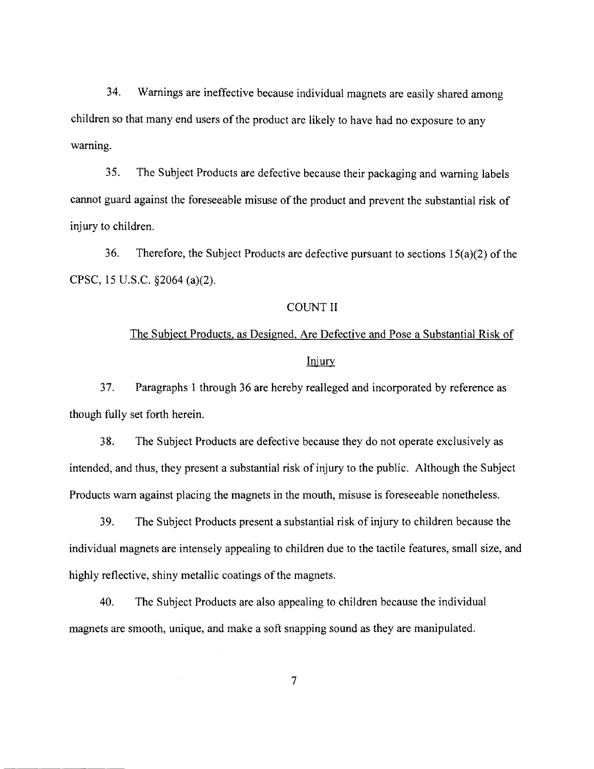34. Warnings are ineffective because individual magnets are easily shared among children so that many end users of the product are likely to have had no exposure to any warning.

35. The Subject Products are defective because their packaging and warning labels cannot guard against the foreseeable misuse of the product and prevent the substantial risk of injury to children.

36. Therefore, the Subject Products are defective pursuant to sections 15(a)(2) of the CPSC, 15 U.S.C. §2064 (a)(2).

COUNT II

The Subject Products, as Designed, Are Defective and Pose a Substantial Risk of Injury

37. Paragraphs 1 through 36 are hereby realleged and incorporated by reference as though fully set forth herein.

38. The Subject Products are defective because they do not operate exclusively as intended, and thus, they present a substantial risk of injury to the public. Although the Subject Products warn against placing the magnets in the mouth, misuse is foreseeable nonetheless.

39. The Subject Products present a substantial risk of injury to children because the individual magnets are intensely appealing to children due to the tactile features, small size, and highly reflective, shiny metallic coatings of the magnets.

40. The Subject Products are also appealing to children because the individual magnets are smooth, unique, and make a soft snapping sound as they are manipulated.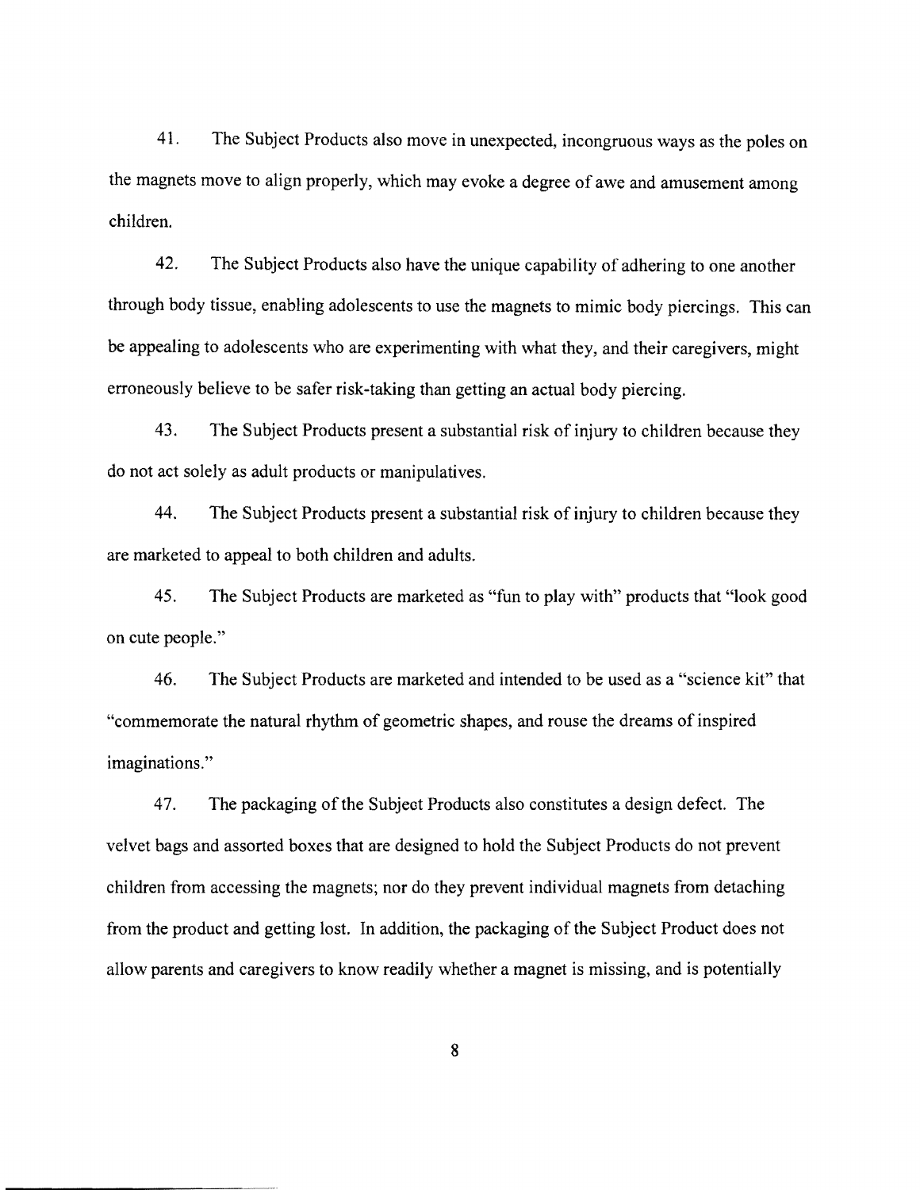41. The Subject Products also move in unexpected, incongruous ways as the poles on the magnets move to align properly, which may evoke a degree of awe and amusement among children.

42. The Subject Products also have the unique capability of adhering to one another through body tissue, enabling adolescents to use the magnets to mimic body piercings. This can be appealing to adolescents who are experimenting with what they, and their caregivers, might erroneously believe to be safer risk-taking than getting an actual body piercing.

43. The Subject Products present a substantial risk of injury to children because they do not act solely as adult products or manipulatives.

44. The Subject Products present a substantial risk of injury to children because they are marketed to appeal to both children and adults.

45. The Subject Products are marketed as "fun to play with" products that "look good on cute people."

46. The Subject Products are marketed and intended to be used as a "science kit" that "commemorate the natural rhythm of geometric shapes, and rouse the dreams of inspired imaginations."

47. The packaging of the Subject Products also constitutes a design defect. The velvet bags and assorted boxes that are designed to hold the Subject Products do not prevent children from accessing the magnets; nor do they prevent individual magnets from detaching from the product and getting lost. In addition, the packaging of the Subject Product does not allow parents and caregivers to know readily whether a magnet is missing, and is potentially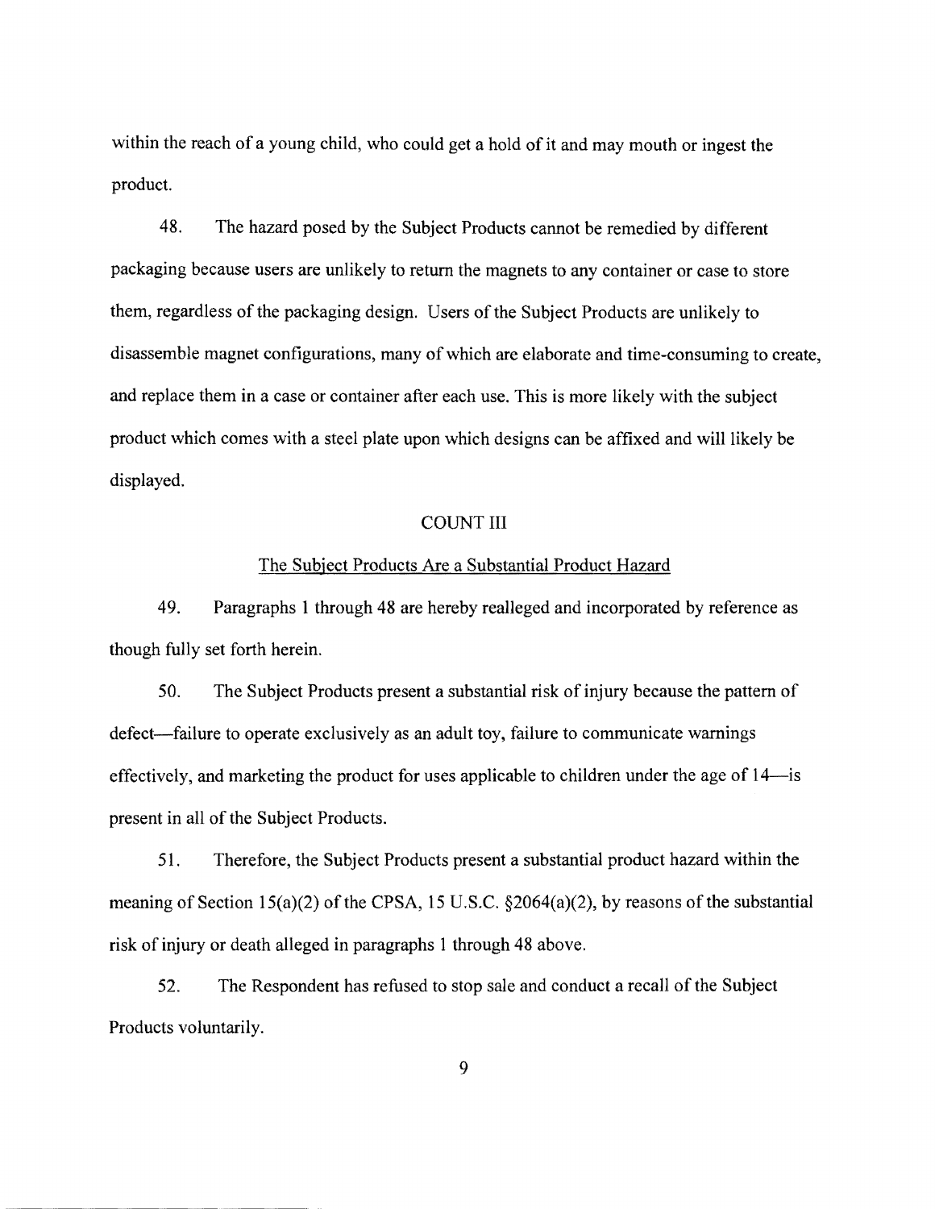within the reach of a young child, who could get a hold of it and may mouth or ingest the product.

48. The hazard posed by the Subject Products cannot be remedied by different packaging because users are unlikely to return the magnets to any container or case to store them, regardless of the packaging design. Users of the Subject Products are unlikely to disassemble magnet configurations, many of which are elaborate and time-consuming to create, and replace them in a case or container after each use. This is more likely with the subject product which comes with a steel plate upon which designs can be affixed and will likely be displayed.

## COUNT III

### The Subject Products Are a Substantial Product Hazard

49. Paragraphs 1 through 48 are hereby realleged and incorporated by reference as though fully set forth herein.

50. The Subject Products present a substantial risk of injury because the pattern of defect—failure to operate exclusively as an adult toy, failure to communicate warnings effectively, and marketing the product for uses applicable to children under the age of 14—is present in all of the Subject Products.

51. Therefore, the Subject Products present a substantial product hazard within the meaning of Section 15(a)(2) of the CPSA, 15 U.S.C. §2064(a)(2), by reasons of the substantial risk of injury or death alleged in paragraphs 1 through 48 above.

52. The Respondent has refused to stop sale and conduct a recall of the Subject Products voluntarily.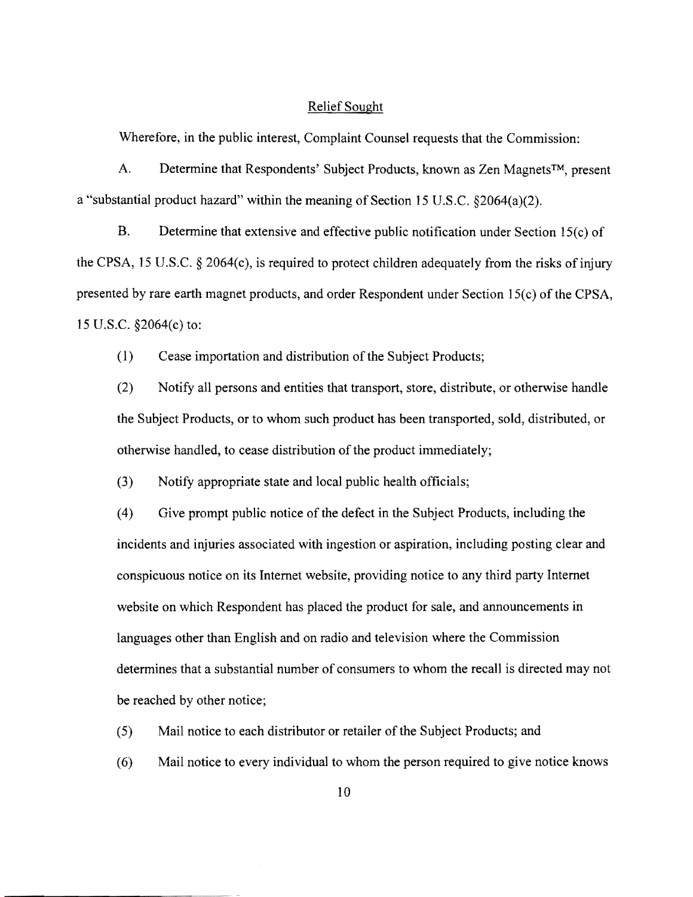## Relief Sought

Wherefore, in the public interest, Complaint Counsel requests that the Commission:

A. Determine that Respondents' Subject Products, known as Zen Magnets™, present a "substantial product hazard" within the meaning of Section 15 U.S.C. §2064(a)(2).

B. Determine that extensive and effective public notification under Section 15(c) of the CPSA, 15 U.S.C. § 2064(c), is required to protect children adequately from the risks of injury presented by rare earth magnet products, and order Respondent under Section 15(c) of the CPSA, 15 U.S.C. §2064(c) to:

(1) Cease importation and distribution of the Subject Products;

(2) Notify all persons and entities that transport, store, distribute, or otherwise handle the Subject Products, or to whom such product has been transported, sold, distributed, or otherwise handled, to cease distribution of the product immediately;

(3) Notify appropriate state and local public health officials;

(4) Give prompt public notice of the defect in the Subject Products, including the incidents and injuries associated with ingestion or aspiration, including posting clear and conspicuous notice on its Internet website, providing notice to any third party Internet website on which Respondent has placed the product for sale, and announcements in languages other than English and on radio and television where the Commission determines that a substantial number of consumers to whom the recall is directed may not be reached by other notice;

(5) Mail notice to each distributor or retailer of the Subject Products; and

(6) Mail notice to every individual to whom the person required to give notice knows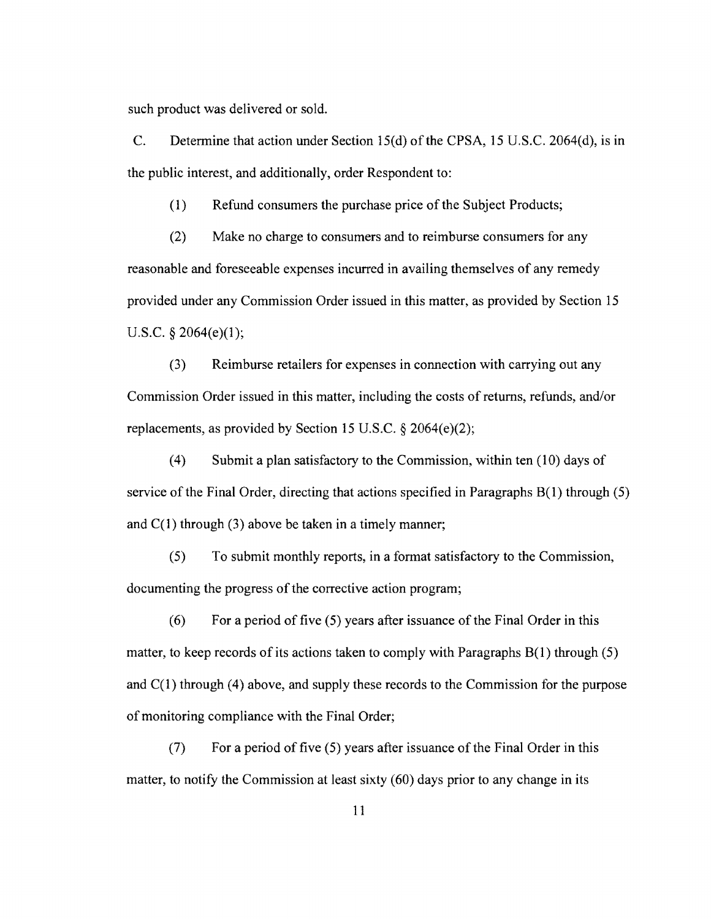such product was delivered or sold.

C. Determine that action under Section 15(d) of the CPSA, 15 U.S.C. 2064(d), is in the public interest, and additionally, order Respondent to:

(1) Refund consumers the purchase price of the Subject Products;

(2) Make no charge to consumers and to reimburse consumers for any reasonable and foreseeable expenses incurred in availing themselves of any remedy provided under any Commission Order issued in this matter, as provided by Section 15 U.S.C. § 2064(e)(1);

(3) Reimburse retailers for expenses in connection with carrying out any Commission Order issued in this matter, including the costs of returns, refunds, and/or replacements, as provided by Section 15 U.S.C. § 2064(e)(2);

(4) Submit a plan satisfactory to the Commission, within ten (10) days of service of the Final Order, directing that actions specified in Paragraphs B(1) through (5) and C(1) through (3) above be taken in a timely manner;

(5) To submit monthly reports, in a format satisfactory to the Commission, documenting the progress of the corrective action program;

(6) For a period of five (5) years after issuance of the Final Order in this matter, to keep records of its actions taken to comply with Paragraphs B(1) through (5) and C(1) through (4) above, and supply these records to the Commission for the purpose of monitoring compliance with the Final Order;

(7) For a period of five (5) years after issuance of the Final Order in this matter, to notify the Commission at least sixty (60) days prior to any change in its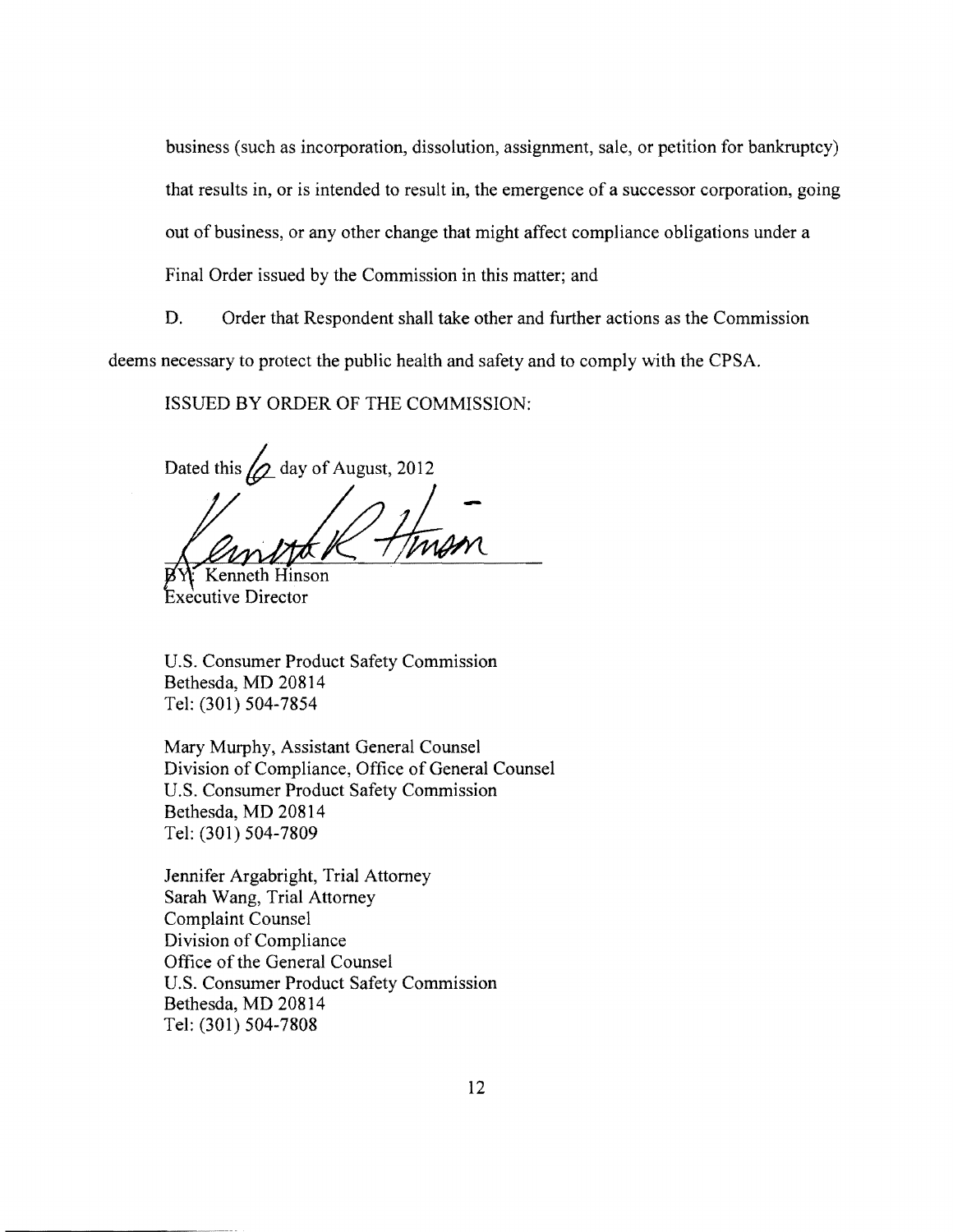business (such as incorporation, dissolution, assignment, sale, or petition for bankruptcy) that results in, or is intended to result in, the emergence of a successor corporation, going out of business, or any other change that might affect compliance obligations under a Final Order issued by the Commission in this matter; and

D. Order that Respondent shall take other and further actions as the Commission deems necessary to protect the public health and safety and to comply with the CPSA.

ISSUED BY ORDER OF THE COMMISSION:

Dated this 6 day of August, 2012

BY: Kenneth Hinson
Executive Director

U.S. Consumer Product Safety Commission
Bethesda, MD 20814
Tel: (301) 504-7854

Mary Murphy, Assistant General Counsel
Division of Compliance, Office of General Counsel
U.S. Consumer Product Safety Commission
Bethesda, MD 20814
Tel: (301) 504-7809

Jennifer Argabright, Trial Attorney
Sarah Wang, Trial Attorney
Complaint Counsel
Division of Compliance
Office of the General Counsel
U.S. Consumer Product Safety Commission
Bethesda, MD 20814
Tel: (301) 504-7808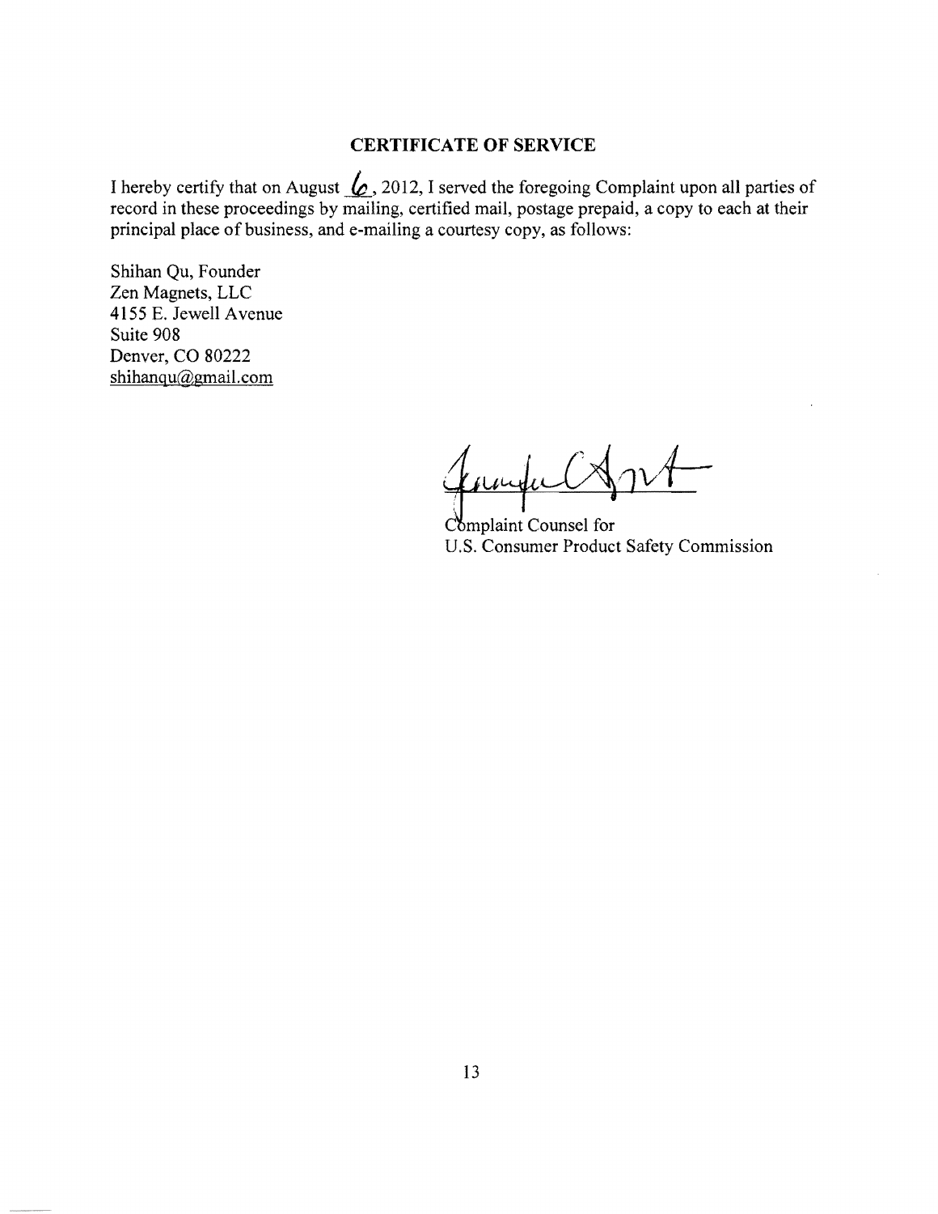## CERTIFICATE OF SERVICE

I hereby certify that on August 6, 2012, I served the foregoing Complaint upon all parties of record in these proceedings by mailing, certified mail, postage prepaid, a copy to each at their principal place of business, and e-mailing a courtesy copy, as follows:

Shihan Qu, Founder
Zen Magnets, LLC
4155 E. Jewell Avenue
Suite 908
Denver, CO 80222
shihanqu@gmail.com

Complaint Counsel for
U.S. Consumer Product Safety Commission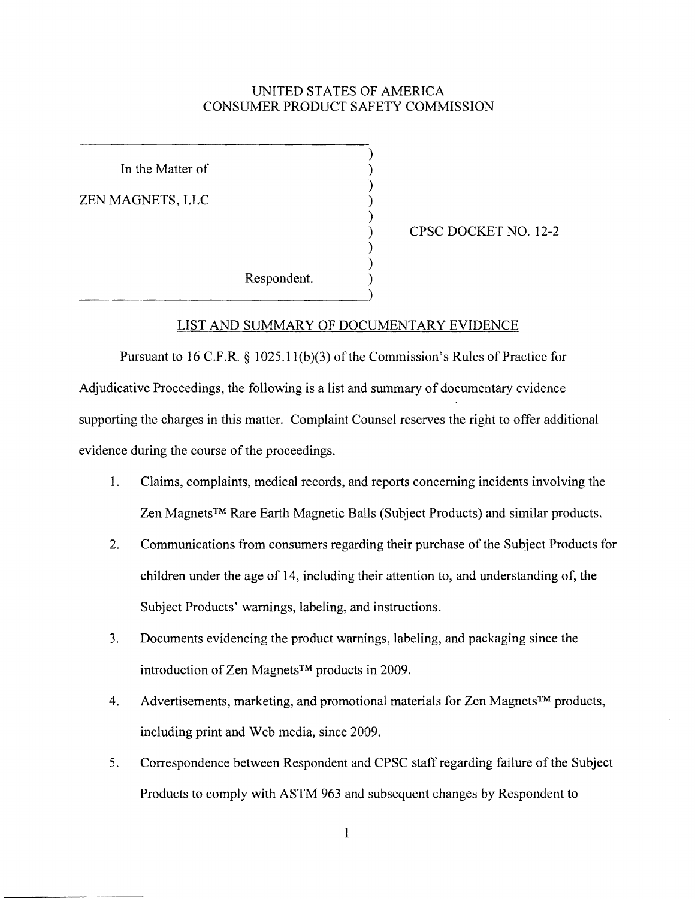UNITED STATES OF AMERICA
CONSUMER PRODUCT SAFETY COMMISSION

| | |
|---|---|
| In the Matter of<br><br>ZEN MAGNETS, LLC<br><br>Respondent. | CPSC DOCKET NO. 12-2 |

## LIST AND SUMMARY OF DOCUMENTARY EVIDENCE

Pursuant to 16 C.F.R. § 1025.11(b)(3) of the Commission's Rules of Practice for Adjudicative Proceedings, the following is a list and summary of documentary evidence supporting the charges in this matter. Complaint Counsel reserves the right to offer additional evidence during the course of the proceedings.

1. Claims, complaints, medical records, and reports concerning incidents involving the Zen Magnets™ Rare Earth Magnetic Balls (Subject Products) and similar products.
2. Communications from consumers regarding their purchase of the Subject Products for children under the age of 14, including their attention to, and understanding of, the Subject Products' warnings, labeling, and instructions.
3. Documents evidencing the product warnings, labeling, and packaging since the introduction of Zen Magnets™ products in 2009.
4. Advertisements, marketing, and promotional materials for Zen Magnets™ products, including print and Web media, since 2009.
5. Correspondence between Respondent and CPSC staff regarding failure of the Subject Products to comply with ASTM 963 and subsequent changes by Respondent to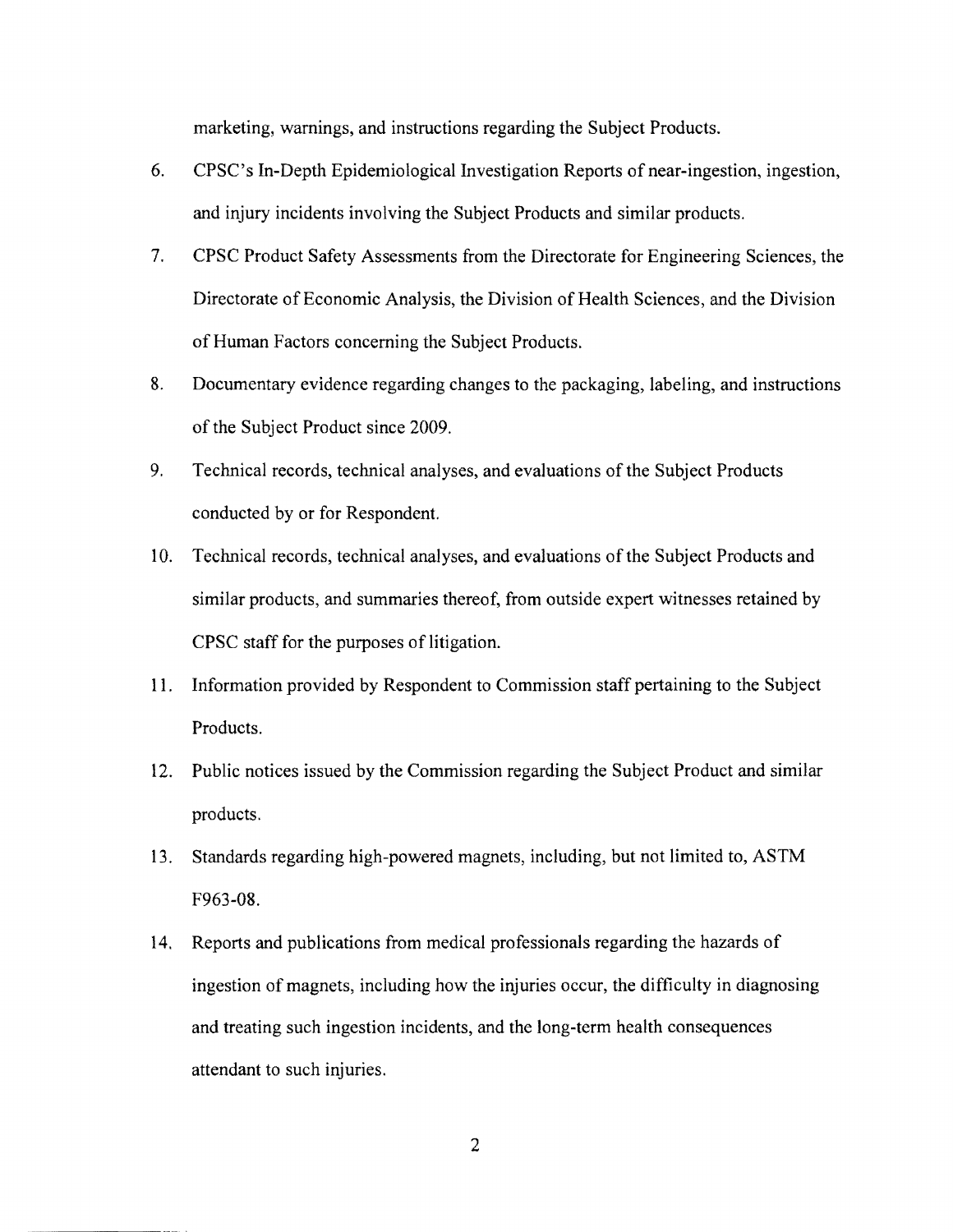marketing, warnings, and instructions regarding the Subject Products.

6. CPSC's In-Depth Epidemiological Investigation Reports of near-ingestion, ingestion, and injury incidents involving the Subject Products and similar products.
7. CPSC Product Safety Assessments from the Directorate for Engineering Sciences, the Directorate of Economic Analysis, the Division of Health Sciences, and the Division of Human Factors concerning the Subject Products.
8. Documentary evidence regarding changes to the packaging, labeling, and instructions of the Subject Product since 2009.
9. Technical records, technical analyses, and evaluations of the Subject Products conducted by or for Respondent.
10. Technical records, technical analyses, and evaluations of the Subject Products and similar products, and summaries thereof, from outside expert witnesses retained by CPSC staff for the purposes of litigation.
11. Information provided by Respondent to Commission staff pertaining to the Subject Products.
12. Public notices issued by the Commission regarding the Subject Product and similar products.
13. Standards regarding high-powered magnets, including, but not limited to, ASTM F963-08.
14. Reports and publications from medical professionals regarding the hazards of ingestion of magnets, including how the injuries occur, the difficulty in diagnosing and treating such ingestion incidents, and the long-term health consequences attendant to such injuries.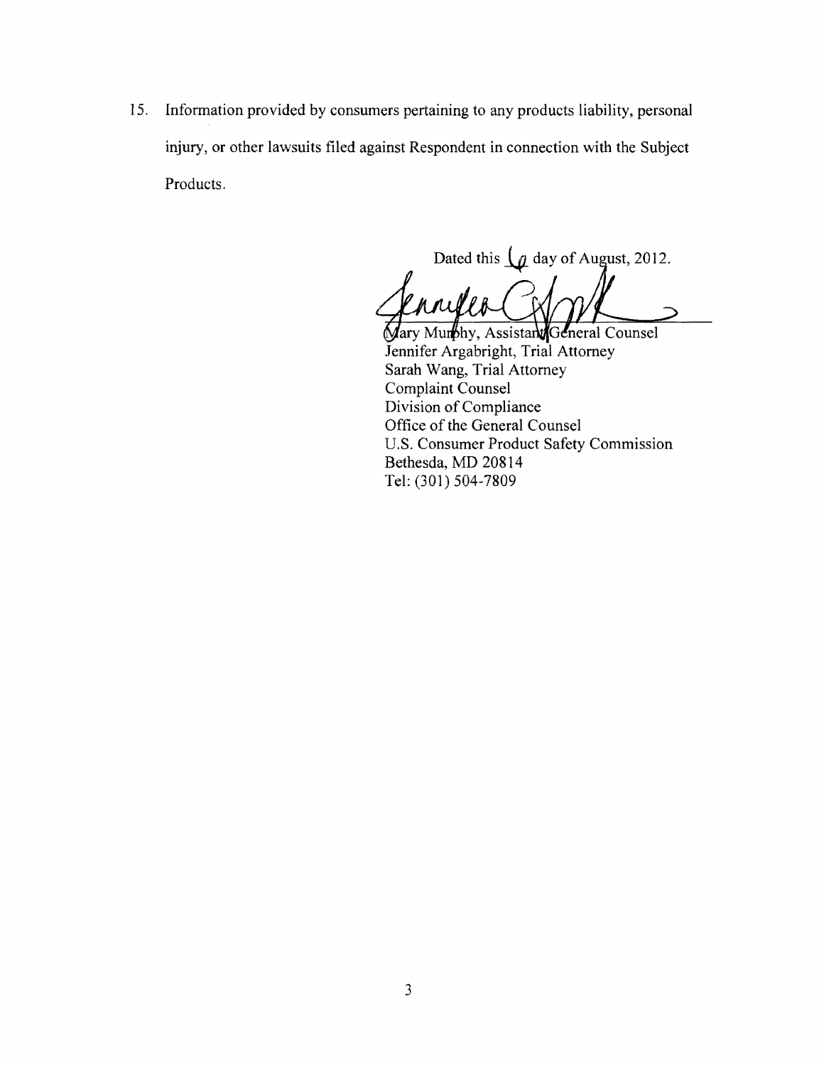15. Information provided by consumers pertaining to any products liability, personal injury, or other lawsuits filed against Respondent in connection with the Subject Products.

Dated this 6 day of August, 2012.

Mary Murphy, Assistant General Counsel
Jennifer Argabright, Trial Attorney
Sarah Wang, Trial Attorney
Complaint Counsel
Division of Compliance
Office of the General Counsel
U.S. Consumer Product Safety Commission
Bethesda, MD 20814
Tel: (301) 504-7809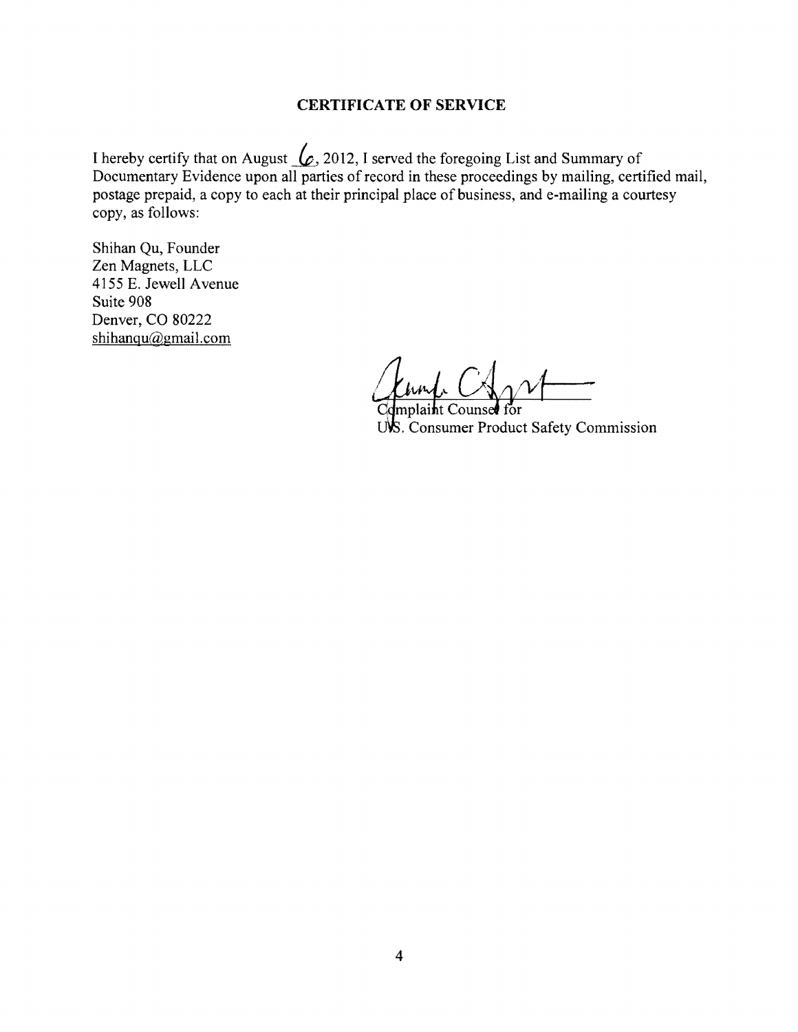## CERTIFICATE OF SERVICE

I hereby certify that on August 6, 2012, I served the foregoing List and Summary of Documentary Evidence upon all parties of record in these proceedings by mailing, certified mail, postage prepaid, a copy to each at their principal place of business, and e-mailing a courtesy copy, as follows:

Shihan Qu, Founder
Zen Magnets, LLC
4155 E. Jewell Avenue
Suite 908
Denver, CO 80222
shihanqu@gmail.com

Complaint Counsel for
U.S. Consumer Product Safety Commission